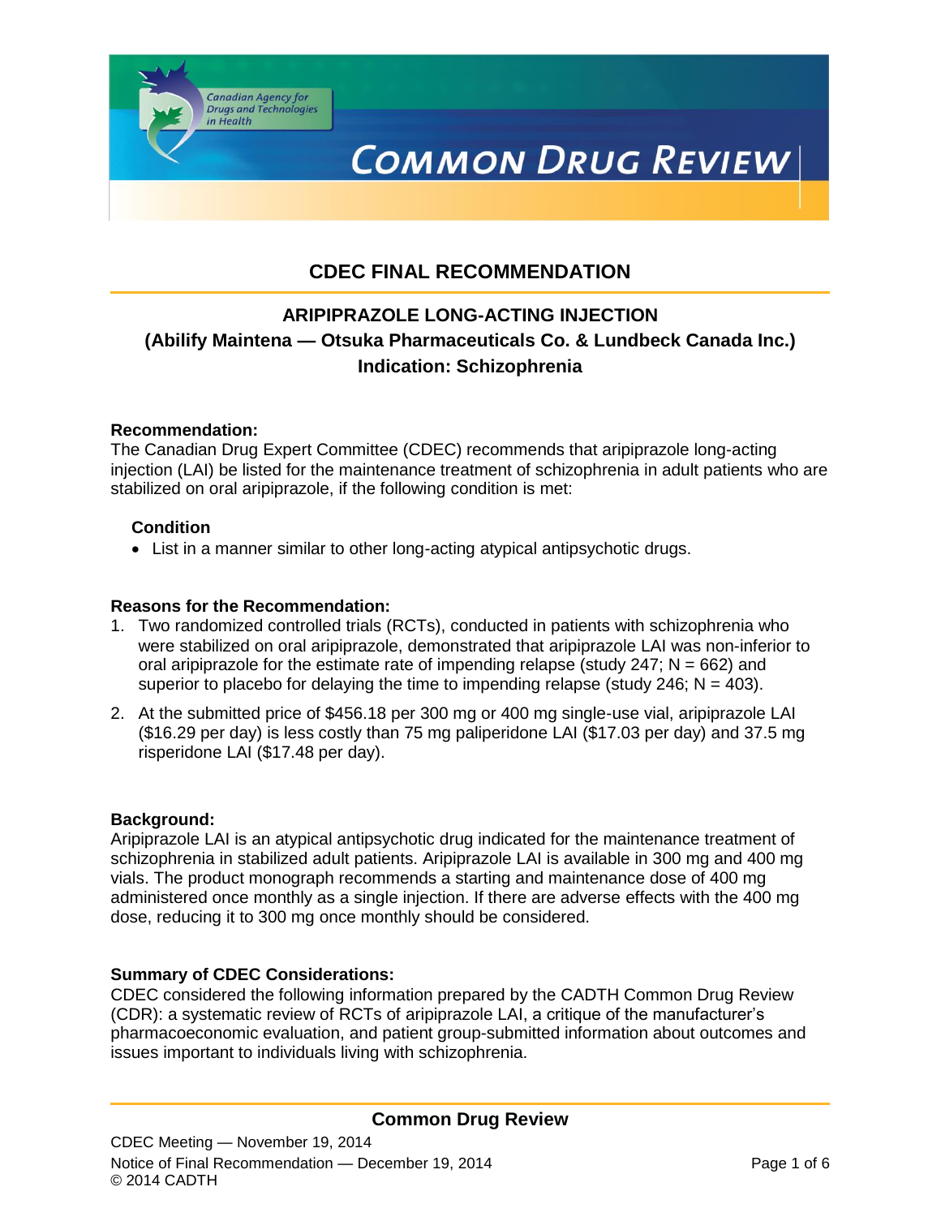# CDEC FINAL RECOMMENDATION

## ARIPIPRAZOLE LONG-ACTING INJECTION
## (Abilify Maintena — Otsuka Pharmaceuticals Co. & Lundbeck Canada Inc.)
## Indication: Schizophrenia

**Recommendation:**
The Canadian Drug Expert Committee (CDEC) recommends that aripiprazole long-acting injection (LAI) be listed for the maintenance treatment of schizophrenia in adult patients who are stabilized on oral aripiprazole, if the following condition is met:

**Condition**
- List in a manner similar to other long-acting atypical antipsychotic drugs.

**Reasons for the Recommendation:**
1. Two randomized controlled trials (RCTs), conducted in patients with schizophrenia who were stabilized on oral aripiprazole, demonstrated that aripiprazole LAI was non-inferior to oral aripiprazole for the estimate rate of impending relapse (study 247; N = 662) and superior to placebo for delaying the time to impending relapse (study 246; N = 403).
2. At the submitted price of $456.18 per 300 mg or 400 mg single-use vial, aripiprazole LAI ($16.29 per day) is less costly than 75 mg paliperidone LAI ($17.03 per day) and 37.5 mg risperidone LAI ($17.48 per day).

**Background:**
Aripiprazole LAI is an atypical antipsychotic drug indicated for the maintenance treatment of schizophrenia in stabilized adult patients. Aripiprazole LAI is available in 300 mg and 400 mg vials. The product monograph recommends a starting and maintenance dose of 400 mg administered once monthly as a single injection. If there are adverse effects with the 400 mg dose, reducing it to 300 mg once monthly should be considered.

**Summary of CDEC Considerations:**
CDEC considered the following information prepared by the CADTH Common Drug Review (CDR): a systematic review of RCTs of aripiprazole LAI, a critique of the manufacturer's pharmacoeconomic evaluation, and patient group-submitted information about outcomes and issues important to individuals living with schizophrenia.

CDEC Meeting — November 19, 2014
Notice of Final Recommendation — December 19, 2014
© 2014 CADTH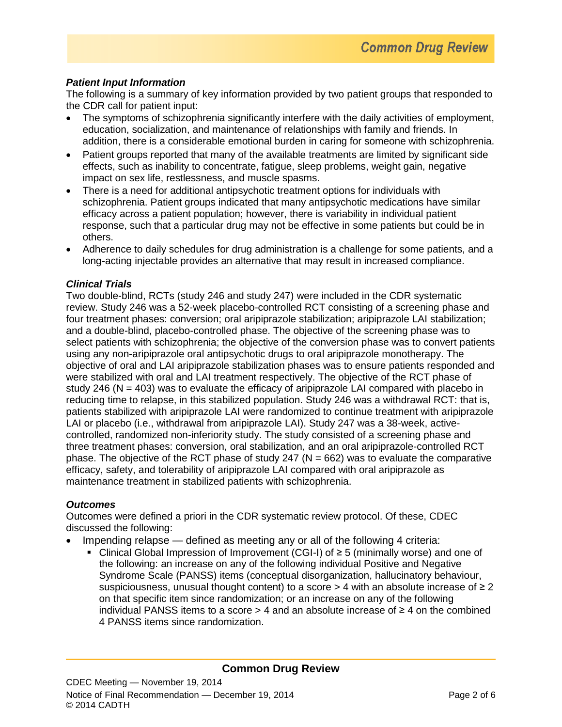### *Patient Input Information*

The following is a summary of key information provided by two patient groups that responded to the CDR call for patient input:

- The symptoms of schizophrenia significantly interfere with the daily activities of employment, education, socialization, and maintenance of relationships with family and friends. In addition, there is a considerable emotional burden in caring for someone with schizophrenia.
- Patient groups reported that many of the available treatments are limited by significant side effects, such as inability to concentrate, fatigue, sleep problems, weight gain, negative impact on sex life, restlessness, and muscle spasms.
- There is a need for additional antipsychotic treatment options for individuals with schizophrenia. Patient groups indicated that many antipsychotic medications have similar efficacy across a patient population; however, there is variability in individual patient response, such that a particular drug may not be effective in some patients but could be in others.
- Adherence to daily schedules for drug administration is a challenge for some patients, and a long-acting injectable provides an alternative that may result in increased compliance.

### *Clinical Trials*

Two double-blind, RCTs (study 246 and study 247) were included in the CDR systematic review. Study 246 was a 52-week placebo-controlled RCT consisting of a screening phase and four treatment phases: conversion; oral aripiprazole stabilization; aripiprazole LAI stabilization; and a double-blind, placebo-controlled phase. The objective of the screening phase was to select patients with schizophrenia; the objective of the conversion phase was to convert patients using any non-aripiprazole oral antipsychotic drugs to oral aripiprazole monotherapy. The objective of oral and LAI aripiprazole stabilization phases was to ensure patients responded and were stabilized with oral and LAI treatment respectively. The objective of the RCT phase of study 246 (N = 403) was to evaluate the efficacy of aripiprazole LAI compared with placebo in reducing time to relapse, in this stabilized population. Study 246 was a withdrawal RCT: that is, patients stabilized with aripiprazole LAI were randomized to continue treatment with aripiprazole LAI or placebo (i.e., withdrawal from aripiprazole LAI). Study 247 was a 38-week, active-controlled, randomized non-inferiority study. The study consisted of a screening phase and three treatment phases: conversion, oral stabilization, and an oral aripiprazole-controlled RCT phase. The objective of the RCT phase of study 247 (N = 662) was to evaluate the comparative efficacy, safety, and tolerability of aripiprazole LAI compared with oral aripiprazole as maintenance treatment in stabilized patients with schizophrenia.

### *Outcomes*

Outcomes were defined a priori in the CDR systematic review protocol. Of these, CDEC discussed the following:

- Impending relapse — defined as meeting any or all of the following 4 criteria:
  - Clinical Global Impression of Improvement (CGI-I) of ≥ 5 (minimally worse) and one of the following: an increase on any of the following individual Positive and Negative Syndrome Scale (PANSS) items (conceptual disorganization, hallucinatory behaviour, suspiciousness, unusual thought content) to a score > 4 with an absolute increase of ≥ 2 on that specific item since randomization; or an increase on any of the following individual PANSS items to a score > 4 and an absolute increase of ≥ 4 on the combined 4 PANSS items since randomization.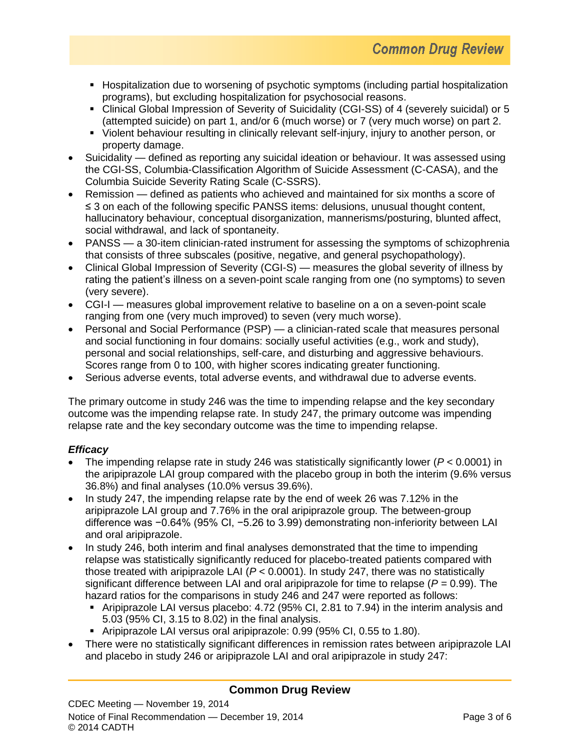- Hospitalization due to worsening of psychotic symptoms (including partial hospitalization programs), but excluding hospitalization for psychosocial reasons.
    - Clinical Global Impression of Severity of Suicidality (CGI-SS) of 4 (severely suicidal) or 5 (attempted suicide) on part 1, and/or 6 (much worse) or 7 (very much worse) on part 2.
    - Violent behaviour resulting in clinically relevant self-injury, injury to another person, or property damage.
- Suicidality — defined as reporting any suicidal ideation or behaviour. It was assessed using the CGI-SS, Columbia-Classification Algorithm of Suicide Assessment (C-CASA), and the Columbia Suicide Severity Rating Scale (C-SSRS).
- Remission — defined as patients who achieved and maintained for six months a score of ≤ 3 on each of the following specific PANSS items: delusions, unusual thought content, hallucinatory behaviour, conceptual disorganization, mannerisms/posturing, blunted affect, social withdrawal, and lack of spontaneity.
- PANSS — a 30-item clinician-rated instrument for assessing the symptoms of schizophrenia that consists of three subscales (positive, negative, and general psychopathology).
- Clinical Global Impression of Severity (CGI-S) — measures the global severity of illness by rating the patient's illness on a seven-point scale ranging from one (no symptoms) to seven (very severe).
- CGI-I — measures global improvement relative to baseline on a on a seven-point scale ranging from one (very much improved) to seven (very much worse).
- Personal and Social Performance (PSP) — a clinician-rated scale that measures personal and social functioning in four domains: socially useful activities (e.g., work and study), personal and social relationships, self-care, and disturbing and aggressive behaviours. Scores range from 0 to 100, with higher scores indicating greater functioning.
- Serious adverse events, total adverse events, and withdrawal due to adverse events.

The primary outcome in study 246 was the time to impending relapse and the key secondary outcome was the impending relapse rate. In study 247, the primary outcome was impending relapse rate and the key secondary outcome was the time to impending relapse.

### *Efficacy*

- The impending relapse rate in study 246 was statistically significantly lower ($P < 0.0001$) in the aripiprazole LAI group compared with the placebo group in both the interim (9.6% versus 36.8%) and final analyses (10.0% versus 39.6%).
- In study 247, the impending relapse rate by the end of week 26 was 7.12% in the aripiprazole LAI group and 7.76% in the oral aripiprazole group. The between-group difference was −0.64% (95% CI, −5.26 to 3.99) demonstrating non-inferiority between LAI and oral aripiprazole.
- In study 246, both interim and final analyses demonstrated that the time to impending relapse was statistically significantly reduced for placebo-treated patients compared with those treated with aripiprazole LAI ($P < 0.0001$). In study 247, there was no statistically significant difference between LAI and oral aripiprazole for time to relapse ($P = 0.99$). The hazard ratios for the comparisons in study 246 and 247 were reported as follows:
    - Aripiprazole LAI versus placebo: 4.72 (95% CI, 2.81 to 7.94) in the interim analysis and 5.03 (95% CI, 3.15 to 8.02) in the final analysis.
    - Aripiprazole LAI versus oral aripiprazole: 0.99 (95% CI, 0.55 to 1.80).
- There were no statistically significant differences in remission rates between aripiprazole LAI and placebo in study 246 or aripiprazole LAI and oral aripiprazole in study 247: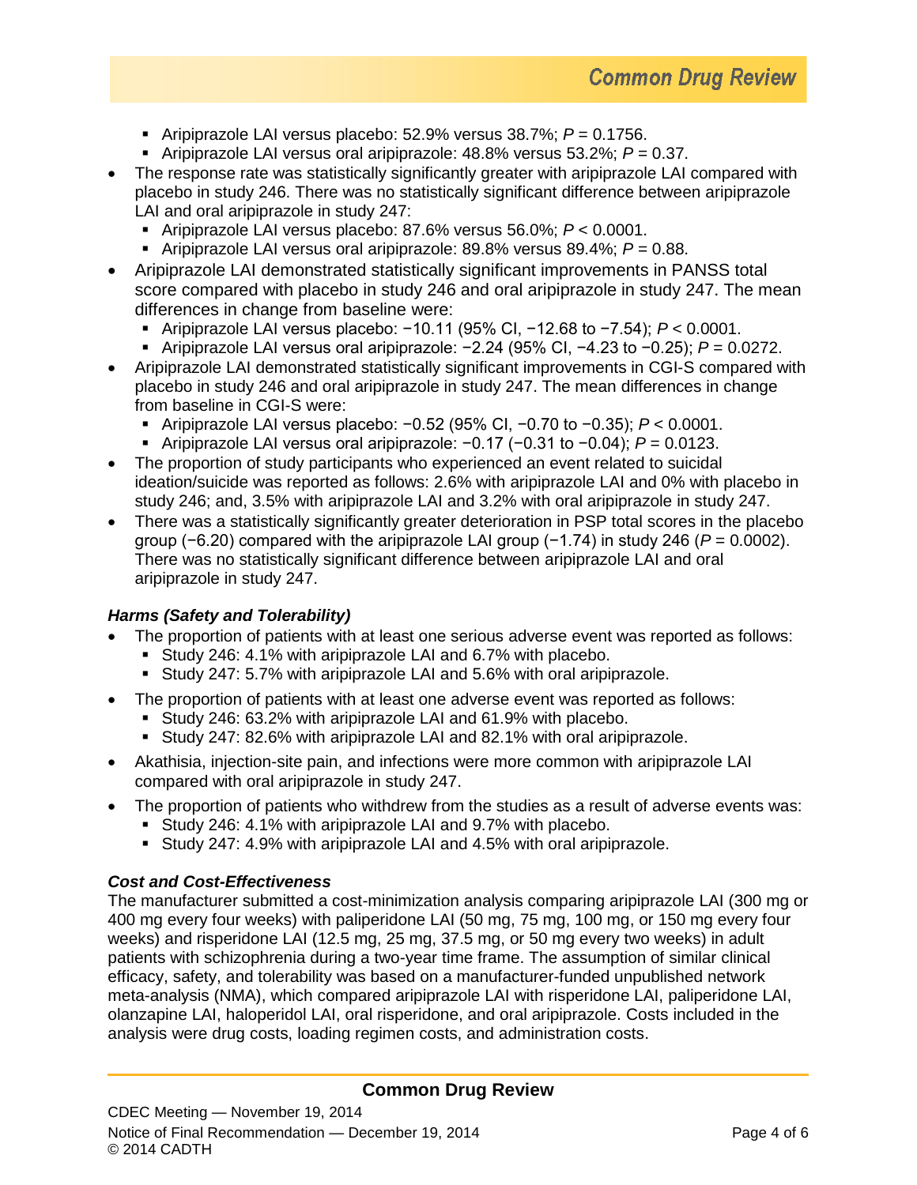- Aripiprazole LAI versus placebo: 52.9% versus 38.7%; $P = 0.1756$.
- Aripiprazole LAI versus oral aripiprazole: 48.8% versus 53.2%; $P = 0.37$.

- The response rate was statistically significantly greater with aripiprazole LAI compared with placebo in study 246. There was no statistically significant difference between aripiprazole LAI and oral aripiprazole in study 247:
  - Aripiprazole LAI versus placebo: 87.6% versus 56.0%; $P < 0.0001$.
  - Aripiprazole LAI versus oral aripiprazole: 89.8% versus 89.4%; $P = 0.88$.
- Aripiprazole LAI demonstrated statistically significant improvements in PANSS total score compared with placebo in study 246 and oral aripiprazole in study 247. The mean differences in change from baseline were:
  - Aripiprazole LAI versus placebo: −10.11 (95% CI, −12.68 to −7.54); $P < 0.0001$.
  - Aripiprazole LAI versus oral aripiprazole: −2.24 (95% CI, −4.23 to −0.25); $P = 0.0272$.
- Aripiprazole LAI demonstrated statistically significant improvements in CGI-S compared with placebo in study 246 and oral aripiprazole in study 247. The mean differences in change from baseline in CGI-S were:
  - Aripiprazole LAI versus placebo: −0.52 (95% CI, −0.70 to −0.35); $P < 0.0001$.
  - Aripiprazole LAI versus oral aripiprazole: −0.17 (−0.31 to −0.04); $P = 0.0123$.
- The proportion of study participants who experienced an event related to suicidal ideation/suicide was reported as follows: 2.6% with aripiprazole LAI and 0% with placebo in study 246; and, 3.5% with aripiprazole LAI and 3.2% with oral aripiprazole in study 247.
- There was a statistically significantly greater deterioration in PSP total scores in the placebo group (−6.20) compared with the aripiprazole LAI group (−1.74) in study 246 ($P = 0.0002$). There was no statistically significant difference between aripiprazole LAI and oral aripiprazole in study 247.

### *Harms (Safety and Tolerability)*

- The proportion of patients with at least one serious adverse event was reported as follows:
  - Study 246: 4.1% with aripiprazole LAI and 6.7% with placebo.
  - Study 247: 5.7% with aripiprazole LAI and 5.6% with oral aripiprazole.
- The proportion of patients with at least one adverse event was reported as follows:
  - Study 246: 63.2% with aripiprazole LAI and 61.9% with placebo.
  - Study 247: 82.6% with aripiprazole LAI and 82.1% with oral aripiprazole.
- Akathisia, injection-site pain, and infections were more common with aripiprazole LAI compared with oral aripiprazole in study 247.
- The proportion of patients who withdrew from the studies as a result of adverse events was:
  - Study 246: 4.1% with aripiprazole LAI and 9.7% with placebo.
  - Study 247: 4.9% with aripiprazole LAI and 4.5% with oral aripiprazole.

### *Cost and Cost-Effectiveness*

The manufacturer submitted a cost-minimization analysis comparing aripiprazole LAI (300 mg or 400 mg every four weeks) with paliperidone LAI (50 mg, 75 mg, 100 mg, or 150 mg every four weeks) and risperidone LAI (12.5 mg, 25 mg, 37.5 mg, or 50 mg every two weeks) in adult patients with schizophrenia during a two-year time frame. The assumption of similar clinical efficacy, safety, and tolerability was based on a manufacturer-funded unpublished network meta-analysis (NMA), which compared aripiprazole LAI with risperidone LAI, paliperidone LAI, olanzapine LAI, haloperidol LAI, oral risperidone, and oral aripiprazole. Costs included in the analysis were drug costs, loading regimen costs, and administration costs.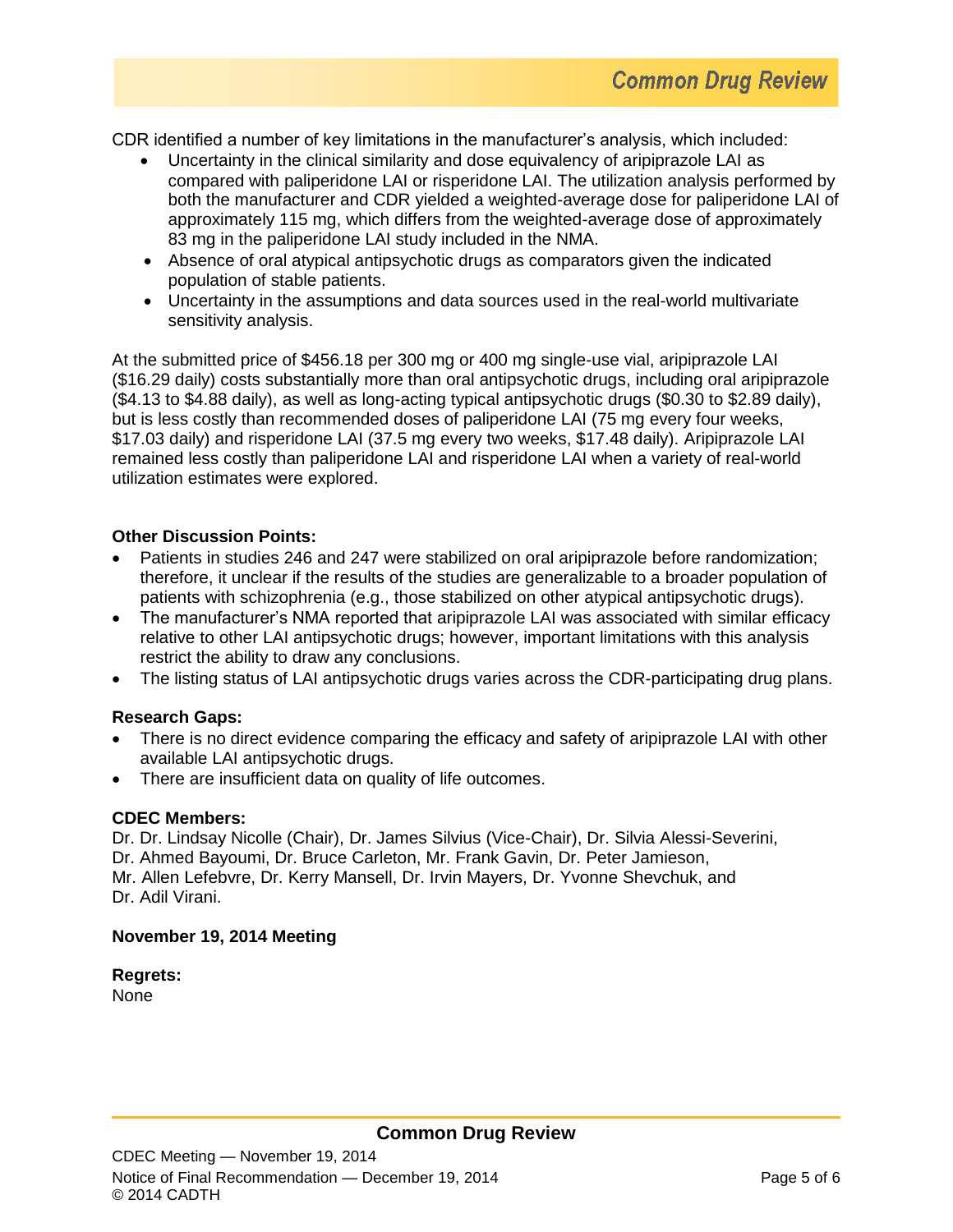CDR identified a number of key limitations in the manufacturer's analysis, which included:

- Uncertainty in the clinical similarity and dose equivalency of aripiprazole LAI as compared with paliperidone LAI or risperidone LAI. The utilization analysis performed by both the manufacturer and CDR yielded a weighted-average dose for paliperidone LAI of approximately 115 mg, which differs from the weighted-average dose of approximately 83 mg in the paliperidone LAI study included in the NMA.
- Absence of oral atypical antipsychotic drugs as comparators given the indicated population of stable patients.
- Uncertainty in the assumptions and data sources used in the real-world multivariate sensitivity analysis.

At the submitted price of $456.18 per 300 mg or 400 mg single-use vial, aripiprazole LAI ($16.29 daily) costs substantially more than oral antipsychotic drugs, including oral aripiprazole ($4.13 to $4.88 daily), as well as long-acting typical antipsychotic drugs ($0.30 to $2.89 daily), but is less costly than recommended doses of paliperidone LAI (75 mg every four weeks, $17.03 daily) and risperidone LAI (37.5 mg every two weeks, $17.48 daily). Aripiprazole LAI remained less costly than paliperidone LAI and risperidone LAI when a variety of real-world utilization estimates were explored.

**Other Discussion Points:**

- Patients in studies 246 and 247 were stabilized on oral aripiprazole before randomization; therefore, it unclear if the results of the studies are generalizable to a broader population of patients with schizophrenia (e.g., those stabilized on other atypical antipsychotic drugs).
- The manufacturer's NMA reported that aripiprazole LAI was associated with similar efficacy relative to other LAI antipsychotic drugs; however, important limitations with this analysis restrict the ability to draw any conclusions.
- The listing status of LAI antipsychotic drugs varies across the CDR-participating drug plans.

**Research Gaps:**

- There is no direct evidence comparing the efficacy and safety of aripiprazole LAI with other available LAI antipsychotic drugs.
- There are insufficient data on quality of life outcomes.

**CDEC Members:**

Dr. Dr. Lindsay Nicolle (Chair), Dr. James Silvius (Vice-Chair), Dr. Silvia Alessi-Severini, Dr. Ahmed Bayoumi, Dr. Bruce Carleton, Mr. Frank Gavin, Dr. Peter Jamieson, Mr. Allen Lefebvre, Dr. Kerry Mansell, Dr. Irvin Mayers, Dr. Yvonne Shevchuk, and Dr. Adil Virani.

**November 19, 2014 Meeting**

**Regrets:**

None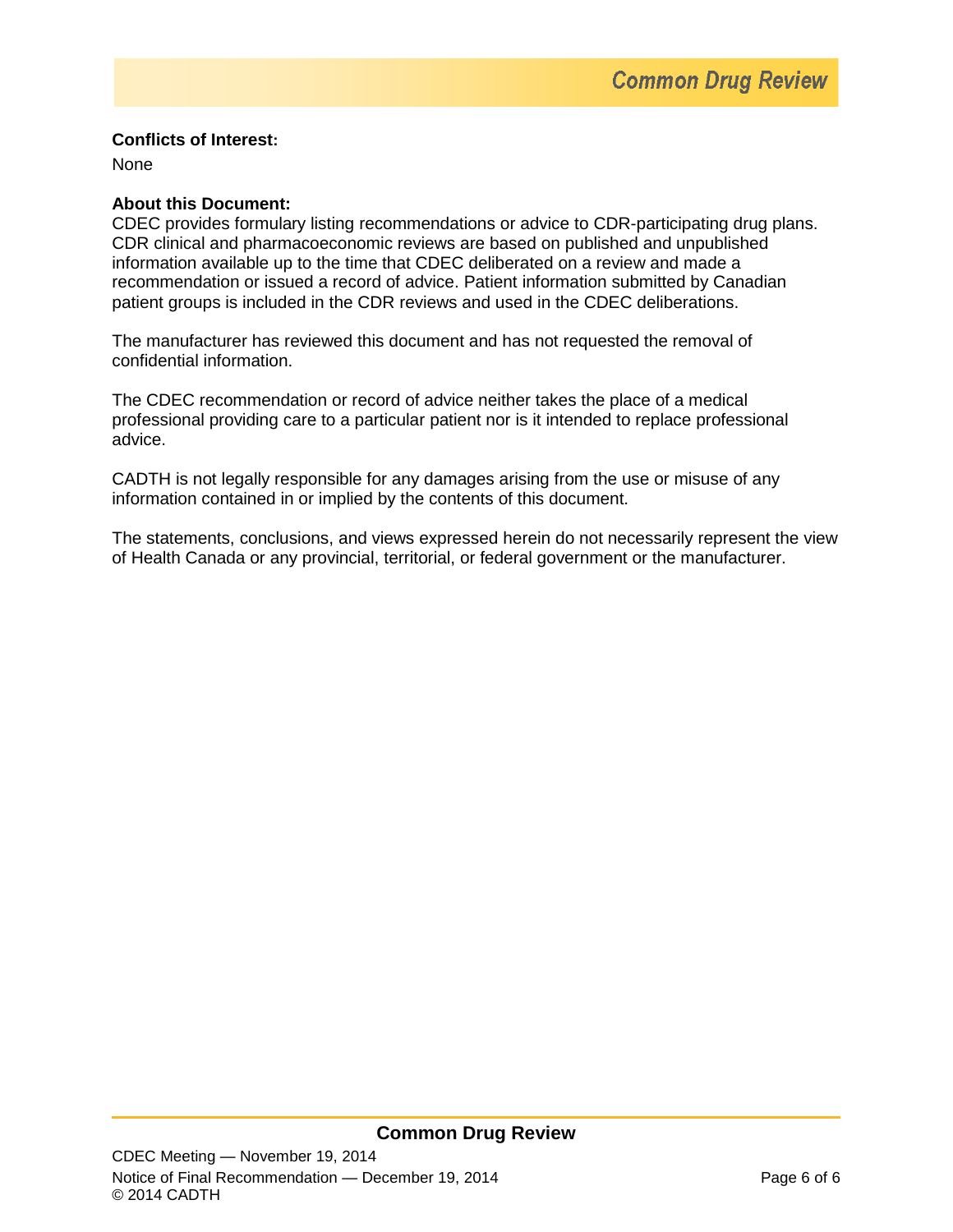**Conflicts of Interest:**

None

**About this Document:**

CDEC provides formulary listing recommendations or advice to CDR-participating drug plans. CDR clinical and pharmacoeconomic reviews are based on published and unpublished information available up to the time that CDEC deliberated on a review and made a recommendation or issued a record of advice. Patient information submitted by Canadian patient groups is included in the CDR reviews and used in the CDEC deliberations.

The manufacturer has reviewed this document and has not requested the removal of confidential information.

The CDEC recommendation or record of advice neither takes the place of a medical professional providing care to a particular patient nor is it intended to replace professional advice.

CADTH is not legally responsible for any damages arising from the use or misuse of any information contained in or implied by the contents of this document.

The statements, conclusions, and views expressed herein do not necessarily represent the view of Health Canada or any provincial, territorial, or federal government or the manufacturer.